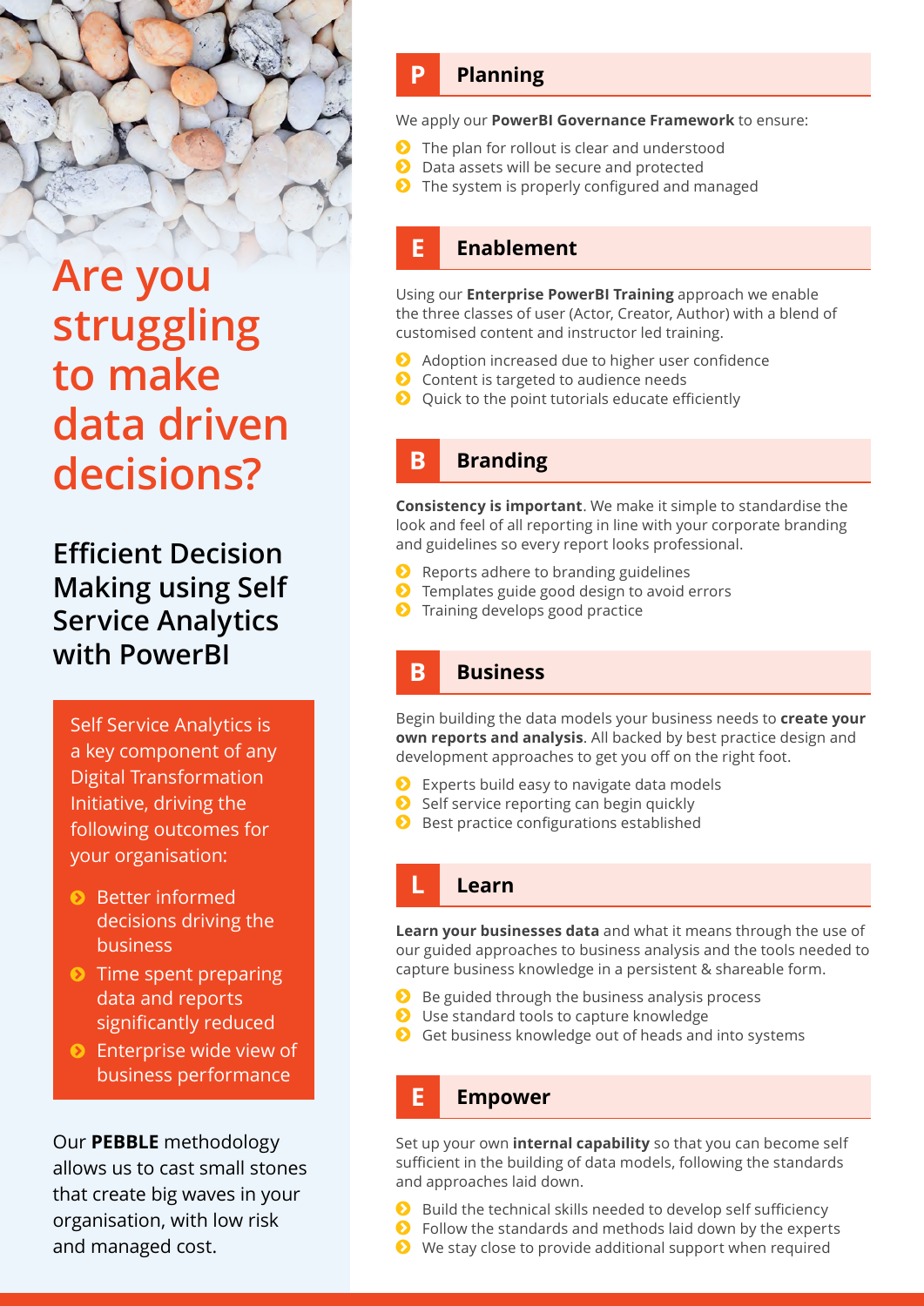# Are you struggling to make data driven decisions?

## Efficient Decision Making using Self Service Analytics with PowerBI

Self Service Analytics is a key component of any Digital Transformation Initiative, driving the following outcomes for your organisation:

- Better informed decisions driving the business
- Time spent preparing data and reports significantly reduced
- Enterprise wide view of business performance

Our **PEBBLE** methodology allows us to cast small stones that create big waves in your organisation, with low risk and managed cost.

### P — Planning

We apply our **PowerBI Governance Framework** to ensure:

- The plan for rollout is clear and understood
- Data assets will be secure and protected
- The system is properly configured and managed

### E — Enablement

Using our **Enterprise PowerBI Training** approach we enable the three classes of user (Actor, Creator, Author) with a blend of customised content and instructor led training.

- Adoption increased due to higher user confidence
- Content is targeted to audience needs
- Quick to the point tutorials educate efficiently

### B — Branding

**Consistency is important**. We make it simple to standardise the look and feel of all reporting in line with your corporate branding and guidelines so every report looks professional.

- Reports adhere to branding guidelines
- Templates guide good design to avoid errors
- Training develops good practice

### B — Business

Begin building the data models your business needs to **create your own reports and analysis**. All backed by best practice design and development approaches to get you off on the right foot.

- Experts build easy to navigate data models
- Self service reporting can begin quickly
- Best practice configurations established

### L — Learn

**Learn your businesses data** and what it means through the use of our guided approaches to business analysis and the tools needed to capture business knowledge in a persistent & shareable form.

- Be guided through the business analysis process
- Use standard tools to capture knowledge
- Get business knowledge out of heads and into systems

### E — Empower

Set up your own **internal capability** so that you can become self sufficient in the building of data models, following the standards and approaches laid down.

- Build the technical skills needed to develop self sufficiency
- Follow the standards and methods laid down by the experts
- We stay close to provide additional support when required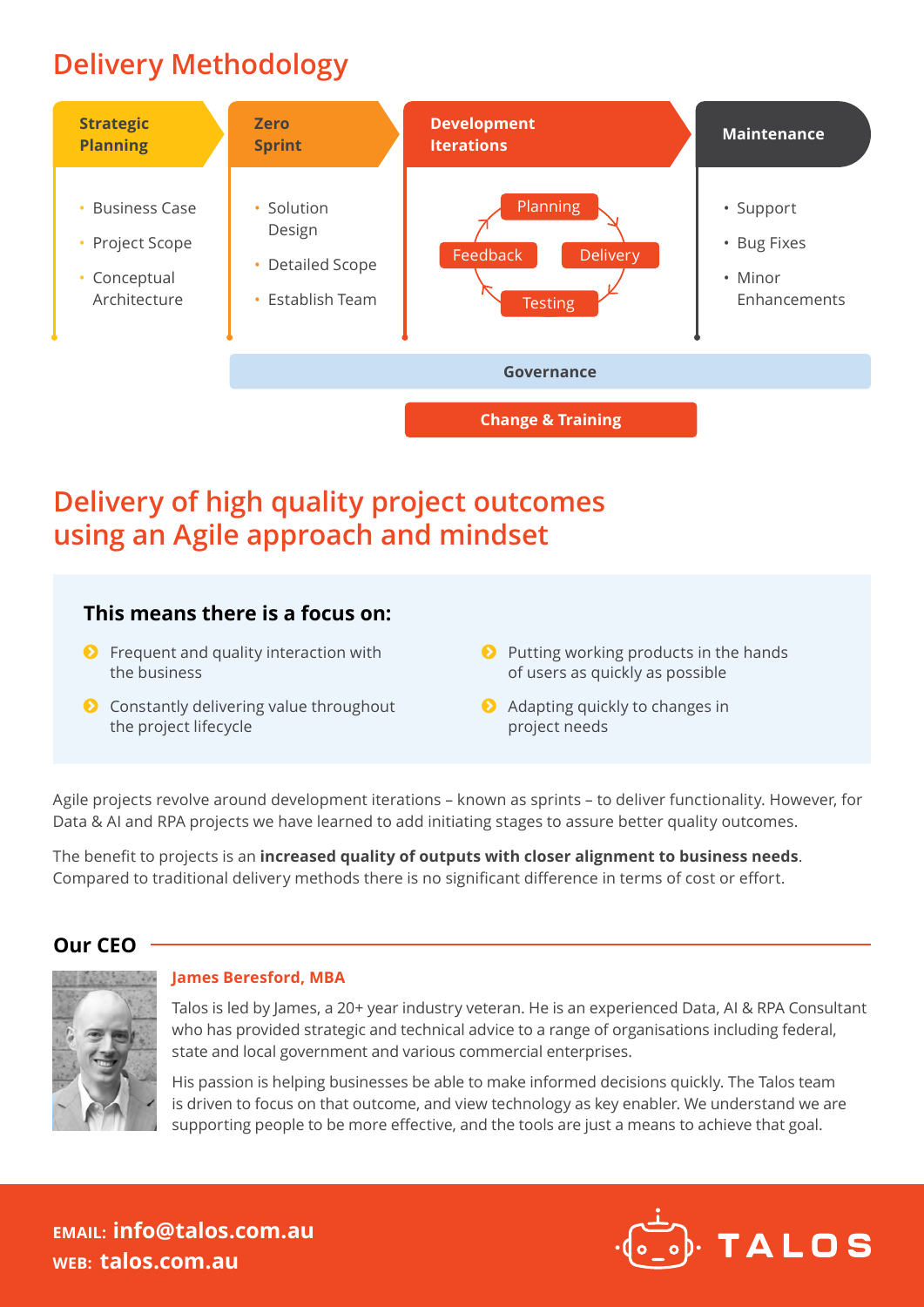## Delivery Methodology

**Strategic Planning**

- Business Case
- Project Scope
- Conceptual Architecture

**Zero Sprint**

- Solution Design
- Detailed Scope
- Establish Team

**Development Iterations**

Planning
Delivery
Testing
Feedback

**Maintenance**

- Support
- Bug Fixes
- Minor Enhancements

Governance

Change & Training

## Delivery of high quality project outcomes using an Agile approach and mindset

### This means there is a focus on:

- Frequent and quality interaction with the business
- Constantly delivering value throughout the project lifecycle
- Putting working products in the hands of users as quickly as possible
- Adapting quickly to changes in project needs

Agile projects revolve around development iterations – known as sprints – to deliver functionality. However, for Data & AI and RPA projects we have learned to add initiating stages to assure better quality outcomes.

The benefit to projects is an **increased quality of outputs with closer alignment to business needs**. Compared to traditional delivery methods there is no significant difference in terms of cost or effort.

### Our CEO

**James Beresford, MBA**

Talos is led by James, a 20+ year industry veteran. He is an experienced Data, AI & RPA Consultant who has provided strategic and technical advice to a range of organisations including federal, state and local government and various commercial enterprises.

His passion is helping businesses be able to make informed decisions quickly. The Talos team is driven to focus on that outcome, and view technology as key enabler. We understand we are supporting people to be more effective, and the tools are just a means to achieve that goal.

**EMAIL:** info@talos.com.au
**WEB:** talos.com.au

TALOS